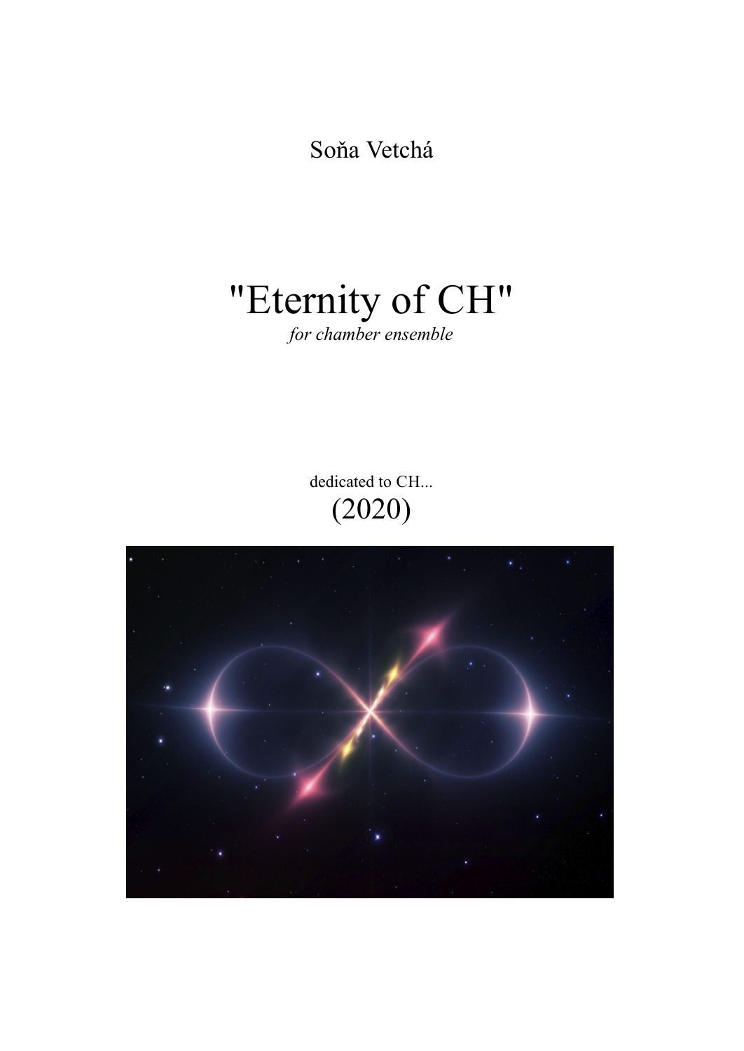Soňa Vetchá

# "Eternity of CH"

*for chamber ensemble*

dedicated to CH...

(2020)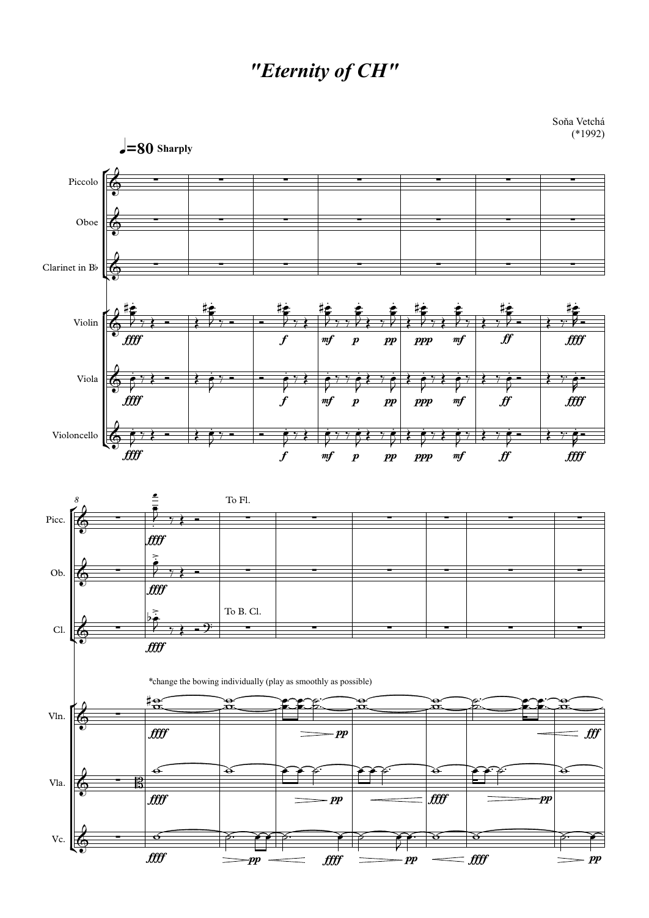# *"Eternity of CH"*

Soňa Vetchá
(*1992)

♩=80 **Sharply**

Piccolo

Oboe

Clarinet in B♭

Violin

Viola

Violoncello

To Fl.

To B. Cl.

*change the bowing individually (play as smoothly as possible)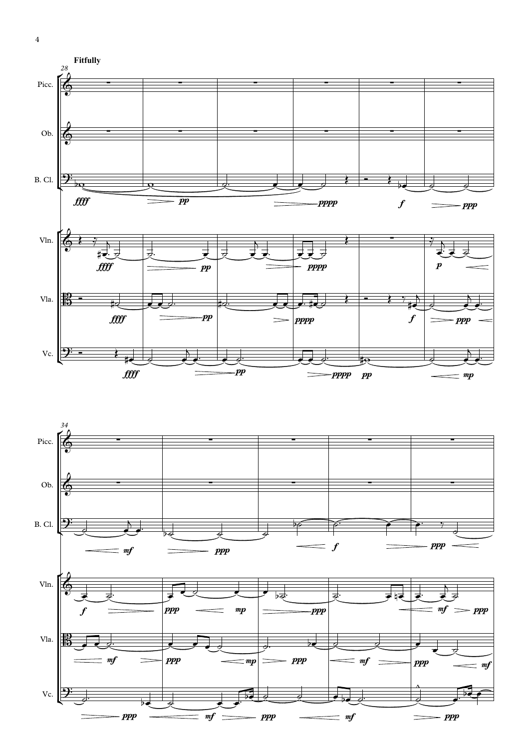**Fitfully**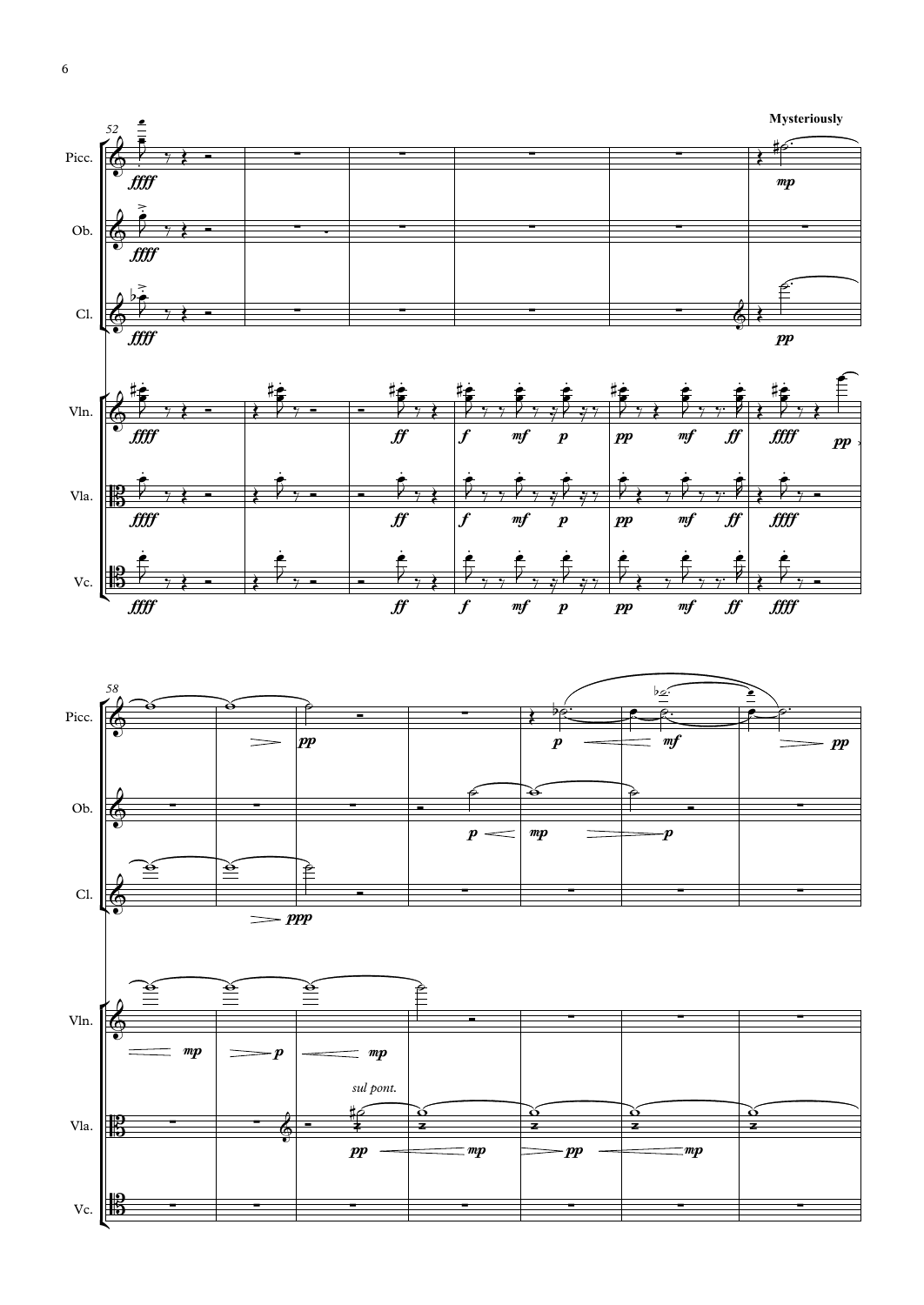**Mysteriously**

*sul pont.*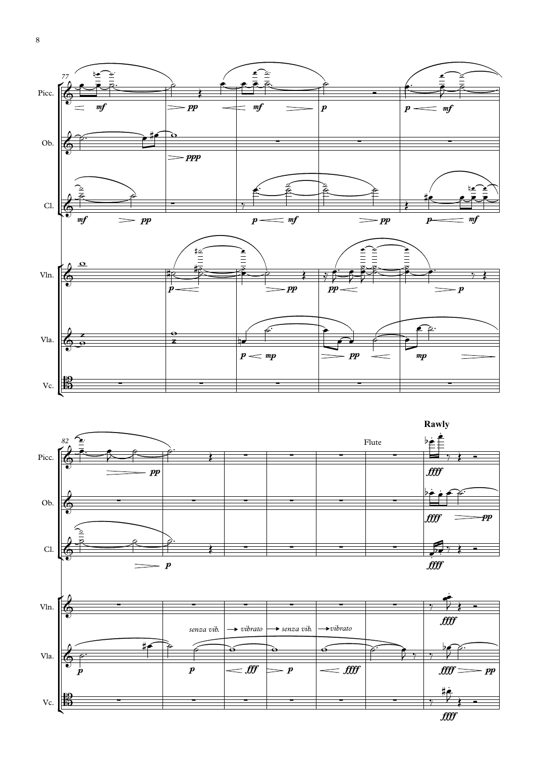**Rawly**

Picc. / Flute

Ob.

Cl.

Vln.

Vla. — *senza vib.* → *vibrato* → *senza vib.* → *vibrato*

Vc.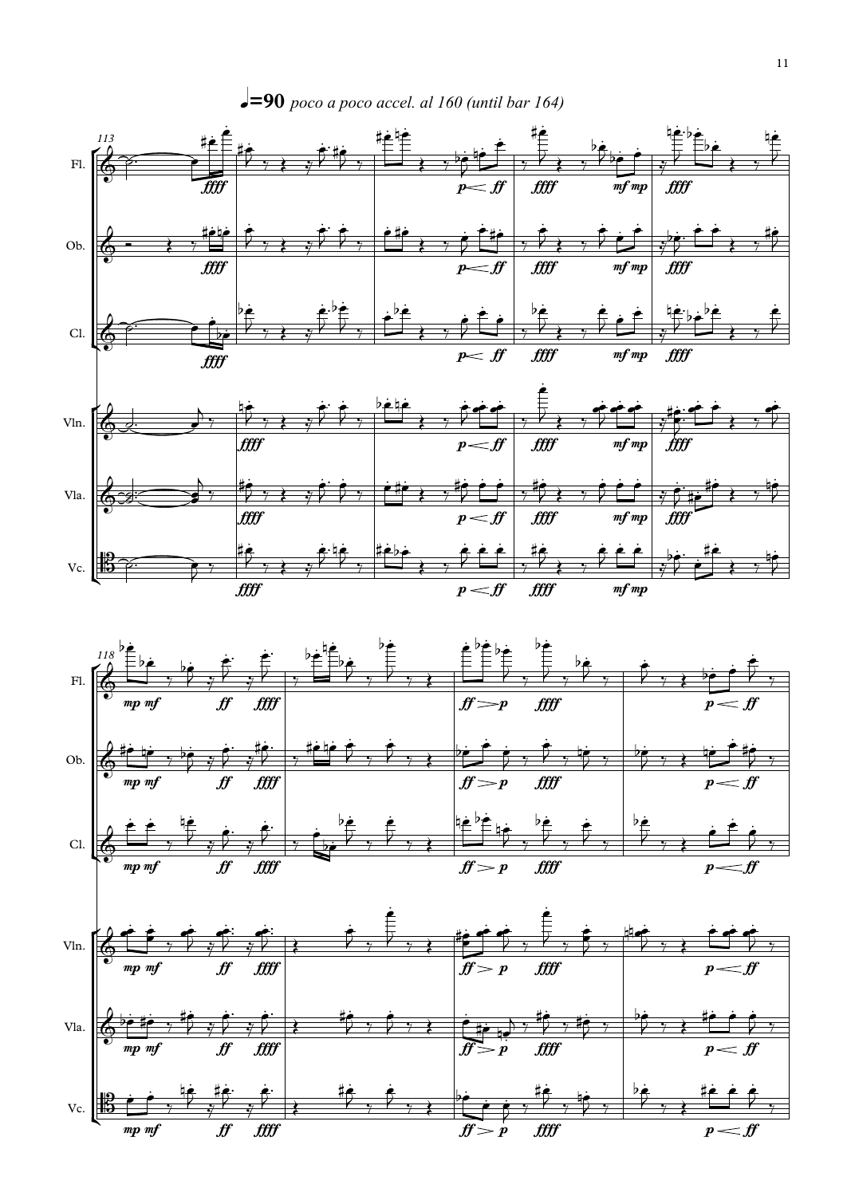♩=90 *poco a poco accel. al 160 (until bar 164)*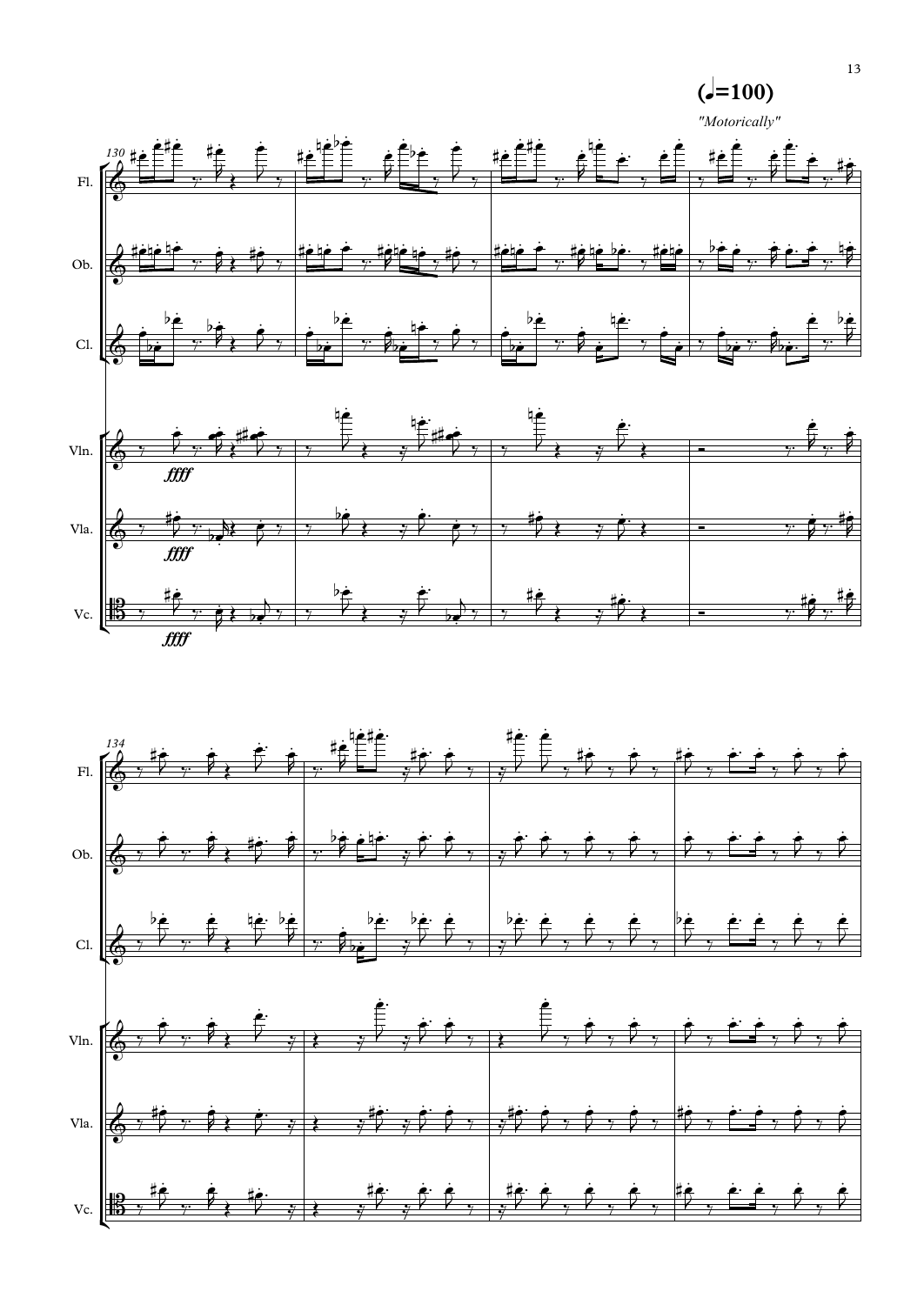**(♩=100)**

*"Motorically"*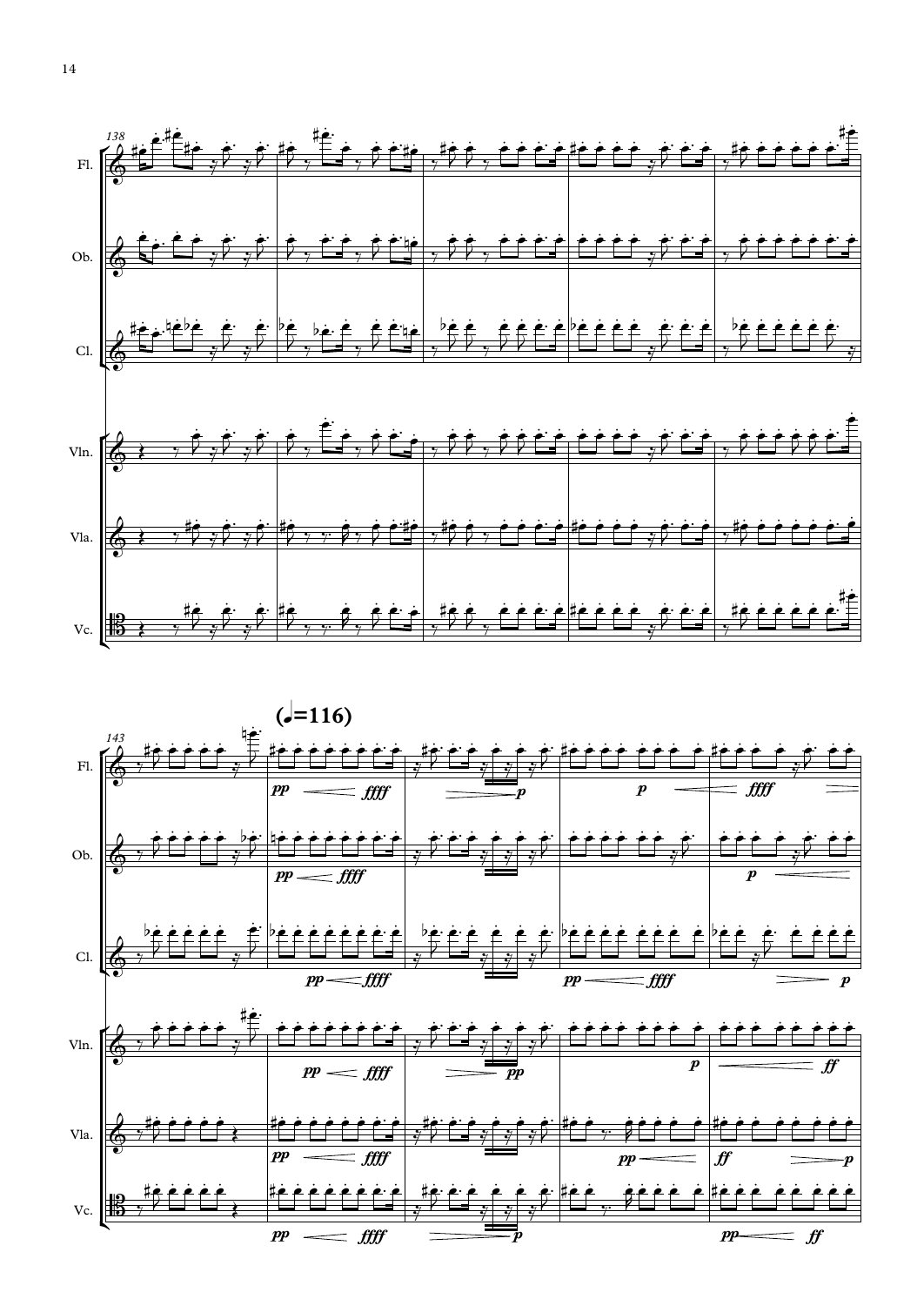(♩=116)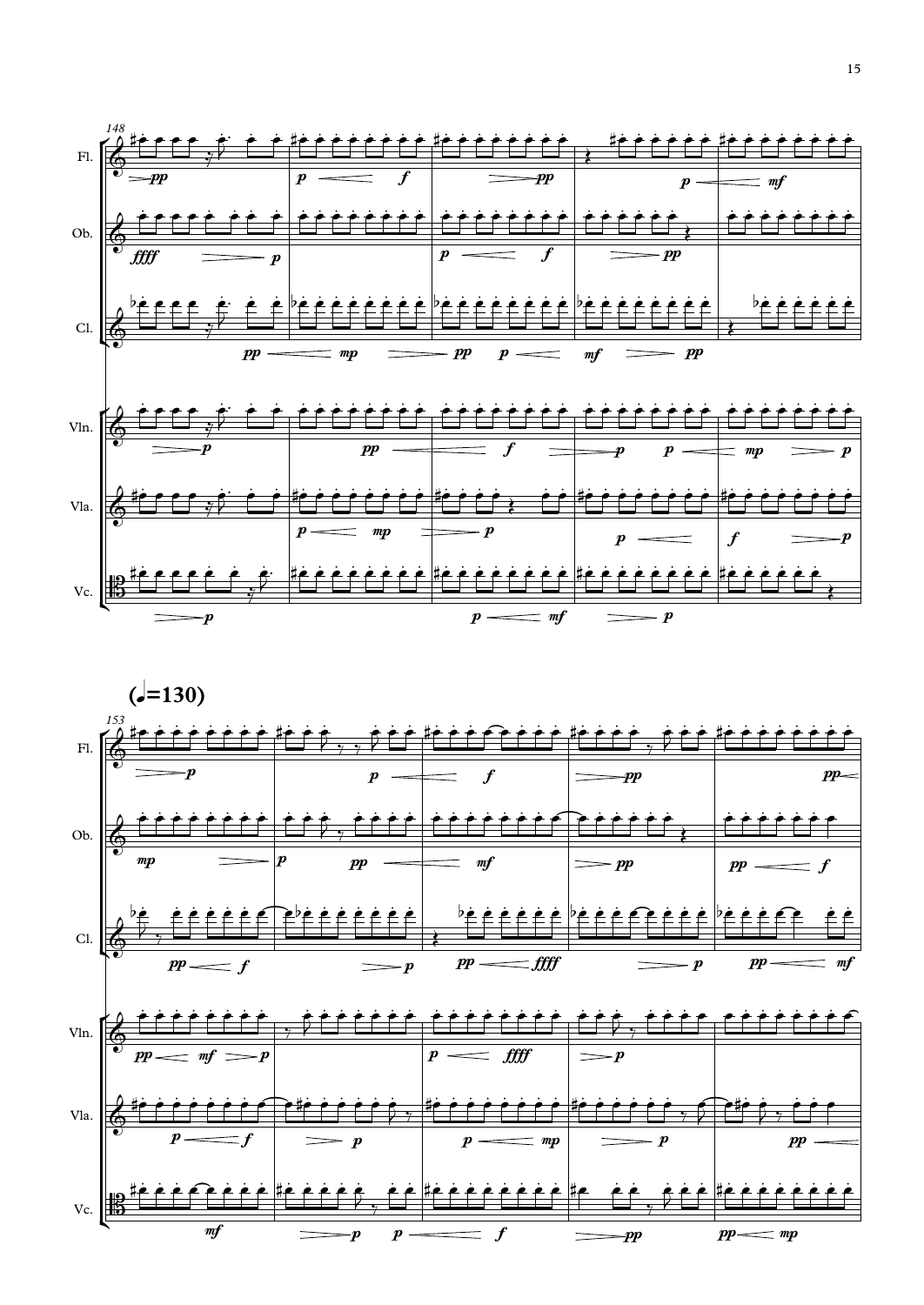(♩=130)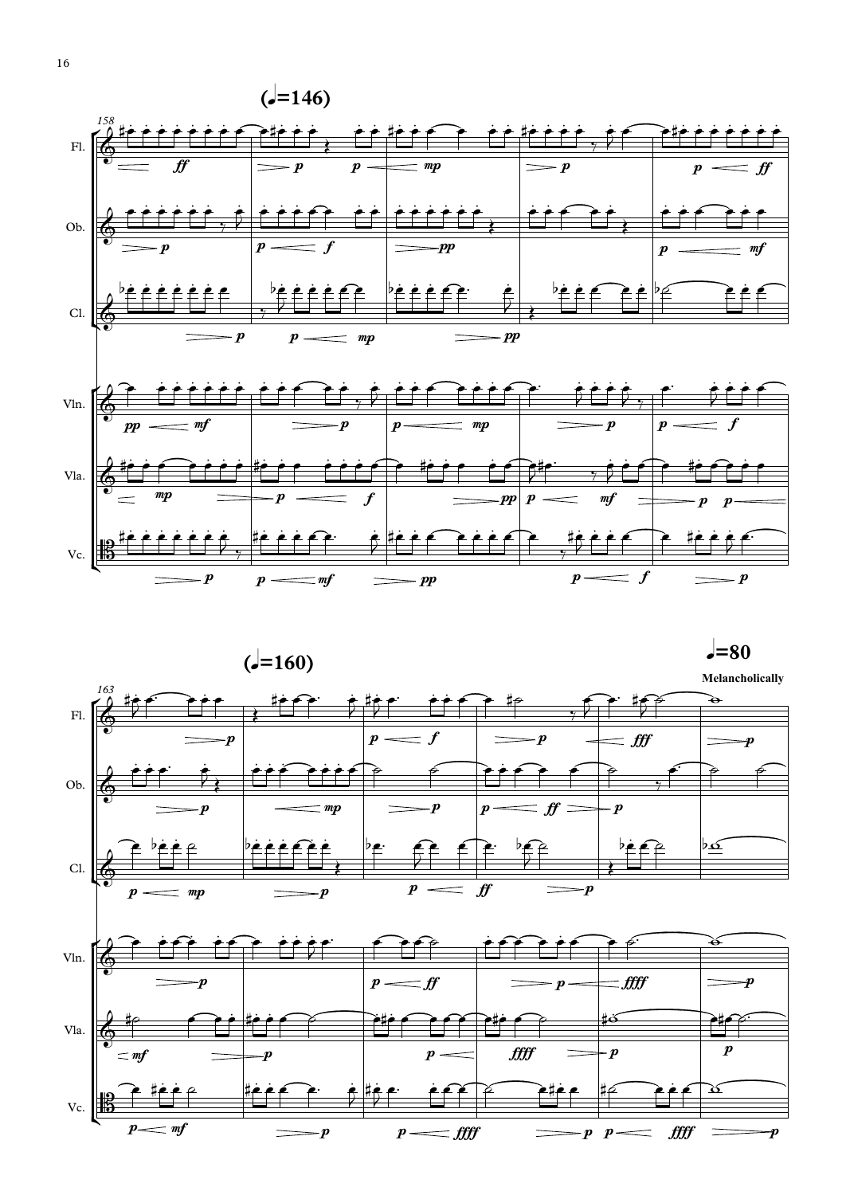**(♩=146)**

Fl.

Ob.

Cl.

Vln.

Vla.

Vc.

**(♩=160)**

**♩=80**

**Melancholically**

Fl.

Ob.

Cl.

Vln.

Vla.

Vc.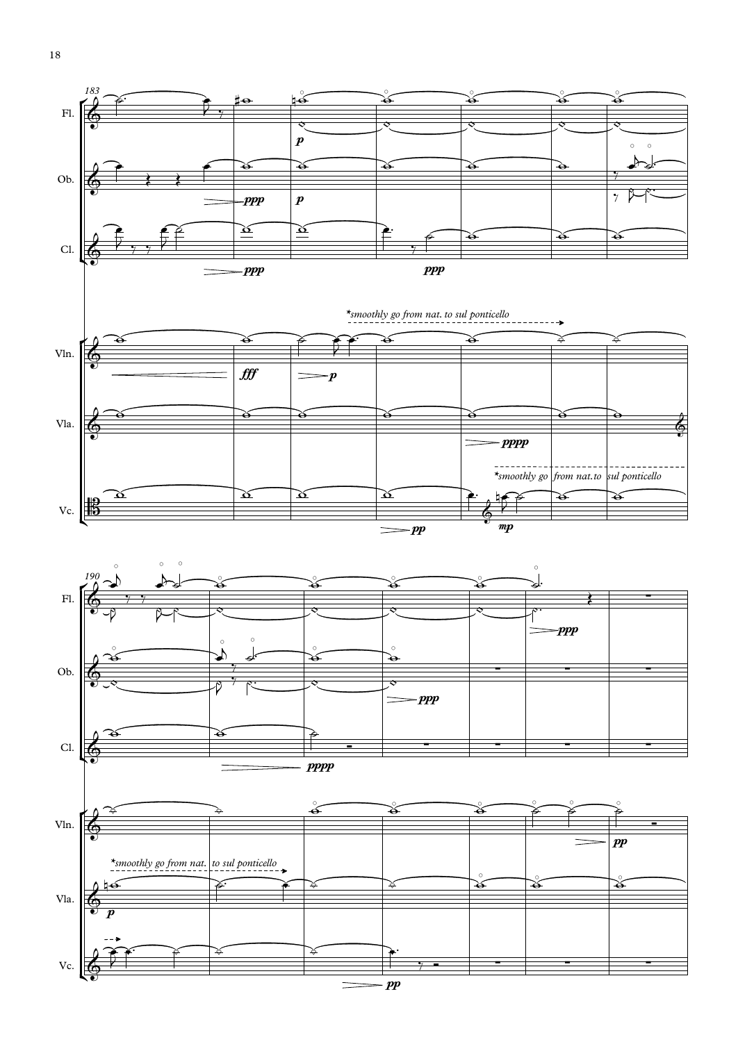183

Fl.

Ob.

Cl.

Vln.

Vla.

Vc.

*smoothly go from nat. to sul ponticello

*smoothly go from nat.to sul ponticello

190

Fl.

Ob.

Cl.

Vln.

Vla.

Vc.

*smoothly go from nat. to sul ponticello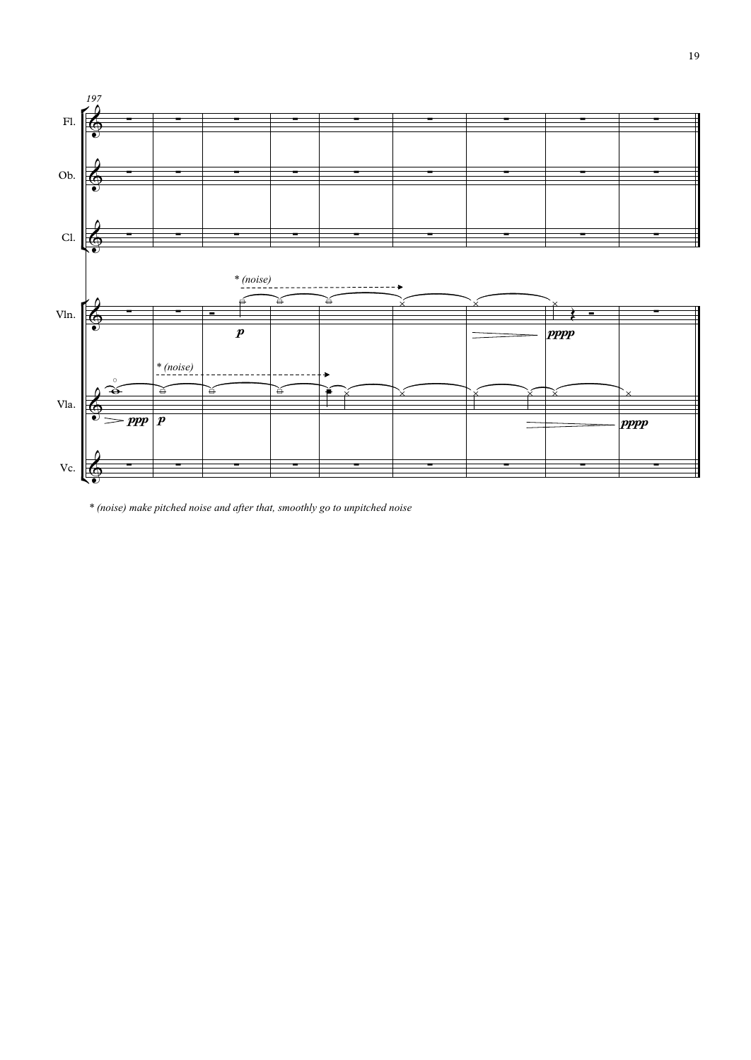* (noise) make pitched noise and after that, smoothly go to unpitched noise